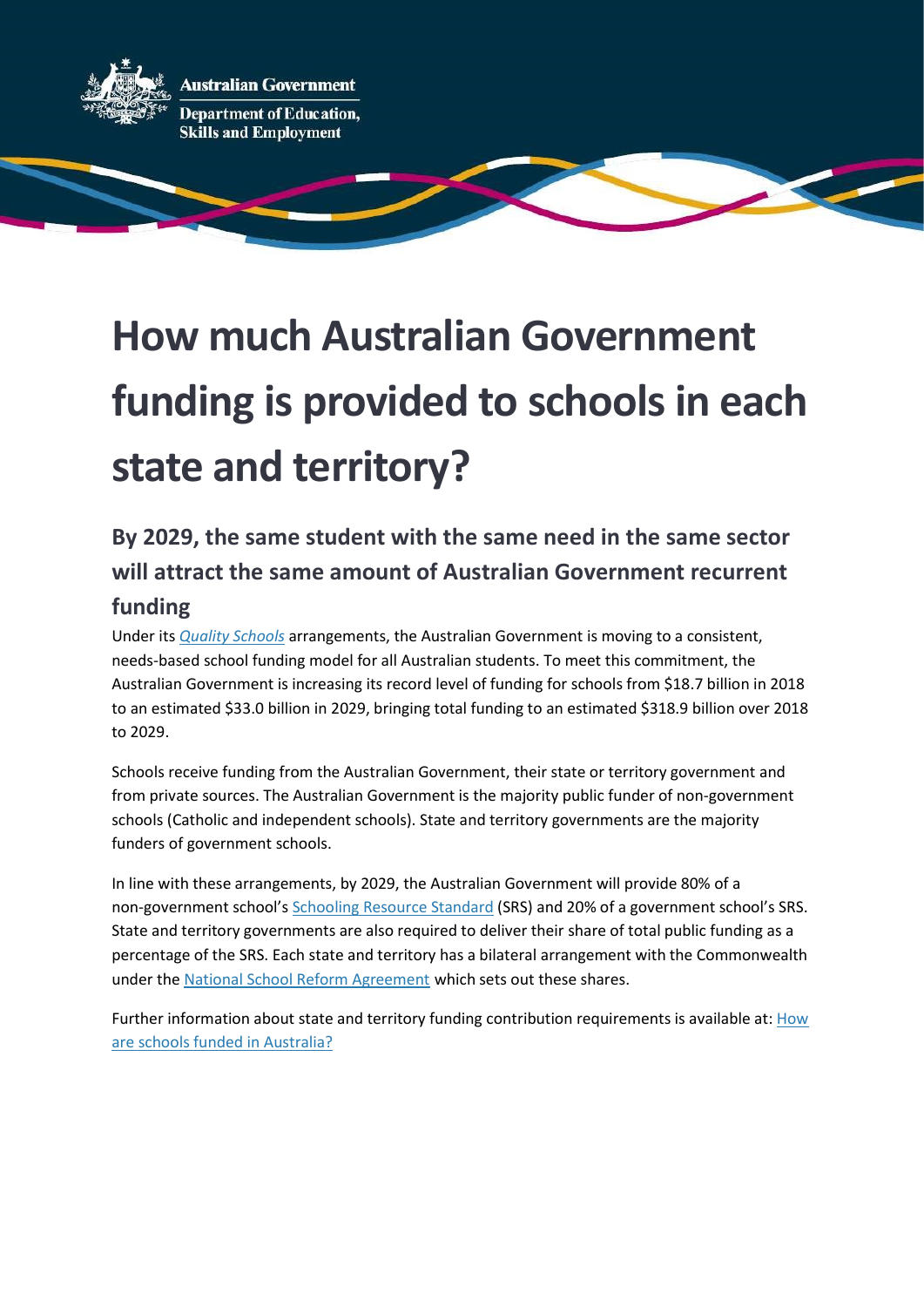Australian Government

Department of Education, Skills and Employment

# How much Australian Government funding is provided to schools in each state and territory?

## By 2029, the same student with the same need in the same sector will attract the same amount of Australian Government recurrent funding

Under its *Quality Schools* arrangements, the Australian Government is moving to a consistent, needs-based school funding model for all Australian students. To meet this commitment, the Australian Government is increasing its record level of funding for schools from $18.7 billion in 2018 to an estimated $33.0 billion in 2029, bringing total funding to an estimated $318.9 billion over 2018 to 2029.

Schools receive funding from the Australian Government, their state or territory government and from private sources. The Australian Government is the majority public funder of non-government schools (Catholic and independent schools). State and territory governments are the majority funders of government schools.

In line with these arrangements, by 2029, the Australian Government will provide 80% of a non-government school's Schooling Resource Standard (SRS) and 20% of a government school's SRS. State and territory governments are also required to deliver their share of total public funding as a percentage of the SRS. Each state and territory has a bilateral arrangement with the Commonwealth under the National School Reform Agreement which sets out these shares.

Further information about state and territory funding contribution requirements is available at: How are schools funded in Australia?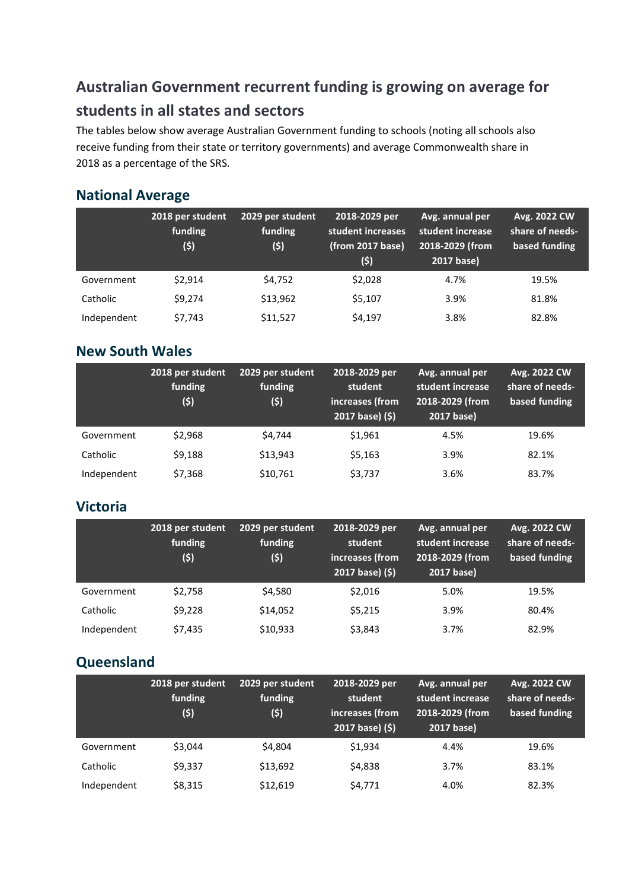## Australian Government recurrent funding is growing on average for students in all states and sectors

The tables below show average Australian Government funding to schools (noting all schools also receive funding from their state or territory governments) and average Commonwealth share in 2018 as a percentage of the SRS.

### National Average

| | 2018 per student funding ($) | 2029 per student funding ($) | 2018-2029 per student increases (from 2017 base) ($) | Avg. annual per student increase 2018-2029 (from 2017 base) | Avg. 2022 CW share of needs-based funding |
|---|---|---|---|---|---|
| Government | $2,914 | $4,752 | $2,028 | 4.7% | 19.5% |
| Catholic | $9,274 | $13,962 | $5,107 | 3.9% | 81.8% |
| Independent | $7,743 | $11,527 | $4,197 | 3.8% | 82.8% |

### New South Wales

| | 2018 per student funding ($) | 2029 per student funding ($) | 2018-2029 per student increases (from 2017 base) ($) | Avg. annual per student increase 2018-2029 (from 2017 base) | Avg. 2022 CW share of needs-based funding |
|---|---|---|---|---|---|
| Government | $2,968 | $4,744 | $1,961 | 4.5% | 19.6% |
| Catholic | $9,188 | $13,943 | $5,163 | 3.9% | 82.1% |
| Independent | $7,368 | $10,761 | $3,737 | 3.6% | 83.7% |

### Victoria

| | 2018 per student funding ($) | 2029 per student funding ($) | 2018-2029 per student increases (from 2017 base) ($) | Avg. annual per student increase 2018-2029 (from 2017 base) | Avg. 2022 CW share of needs-based funding |
|---|---|---|---|---|---|
| Government | $2,758 | $4,580 | $2,016 | 5.0% | 19.5% |
| Catholic | $9,228 | $14,052 | $5,215 | 3.9% | 80.4% |
| Independent | $7,435 | $10,933 | $3,843 | 3.7% | 82.9% |

### Queensland

| | 2018 per student funding ($) | 2029 per student funding ($) | 2018-2029 per student increases (from 2017 base) ($) | Avg. annual per student increase 2018-2029 (from 2017 base) | Avg. 2022 CW share of needs-based funding |
|---|---|---|---|---|---|
| Government | $3,044 | $4,804 | $1,934 | 4.4% | 19.6% |
| Catholic | $9,337 | $13,692 | $4,838 | 3.7% | 83.1% |
| Independent | $8,315 | $12,619 | $4,771 | 4.0% | 82.3% |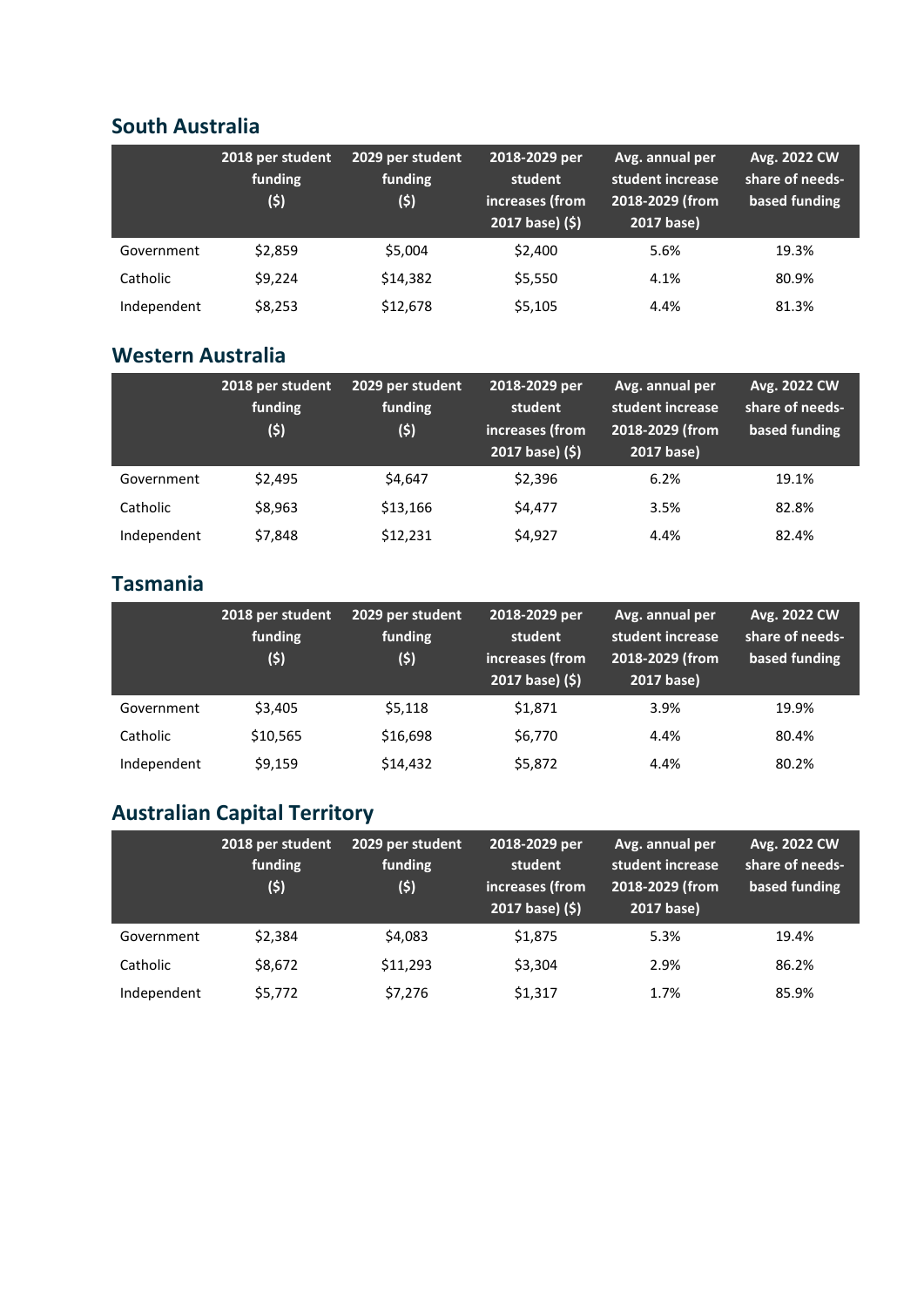## South Australia

| | 2018 per student funding ($) | 2029 per student funding ($) | 2018-2029 per student increases (from 2017 base) ($) | Avg. annual per student increase 2018-2029 (from 2017 base) | Avg. 2022 CW share of needs-based funding |
|---|---|---|---|---|---|
| Government | $2,859 | $5,004 | $2,400 | 5.6% | 19.3% |
| Catholic | $9,224 | $14,382 | $5,550 | 4.1% | 80.9% |
| Independent | $8,253 | $12,678 | $5,105 | 4.4% | 81.3% |

## Western Australia

| | 2018 per student funding ($) | 2029 per student funding ($) | 2018-2029 per student increases (from 2017 base) ($) | Avg. annual per student increase 2018-2029 (from 2017 base) | Avg. 2022 CW share of needs-based funding |
|---|---|---|---|---|---|
| Government | $2,495 | $4,647 | $2,396 | 6.2% | 19.1% |
| Catholic | $8,963 | $13,166 | $4,477 | 3.5% | 82.8% |
| Independent | $7,848 | $12,231 | $4,927 | 4.4% | 82.4% |

## Tasmania

| | 2018 per student funding ($) | 2029 per student funding ($) | 2018-2029 per student increases (from 2017 base) ($) | Avg. annual per student increase 2018-2029 (from 2017 base) | Avg. 2022 CW share of needs-based funding |
|---|---|---|---|---|---|
| Government | $3,405 | $5,118 | $1,871 | 3.9% | 19.9% |
| Catholic | $10,565 | $16,698 | $6,770 | 4.4% | 80.4% |
| Independent | $9,159 | $14,432 | $5,872 | 4.4% | 80.2% |

## Australian Capital Territory

| | 2018 per student funding ($) | 2029 per student funding ($) | 2018-2029 per student increases (from 2017 base) ($) | Avg. annual per student increase 2018-2029 (from 2017 base) | Avg. 2022 CW share of needs-based funding |
|---|---|---|---|---|---|
| Government | $2,384 | $4,083 | $1,875 | 5.3% | 19.4% |
| Catholic | $8,672 | $11,293 | $3,304 | 2.9% | 86.2% |
| Independent | $5,772 | $7,276 | $1,317 | 1.7% | 85.9% |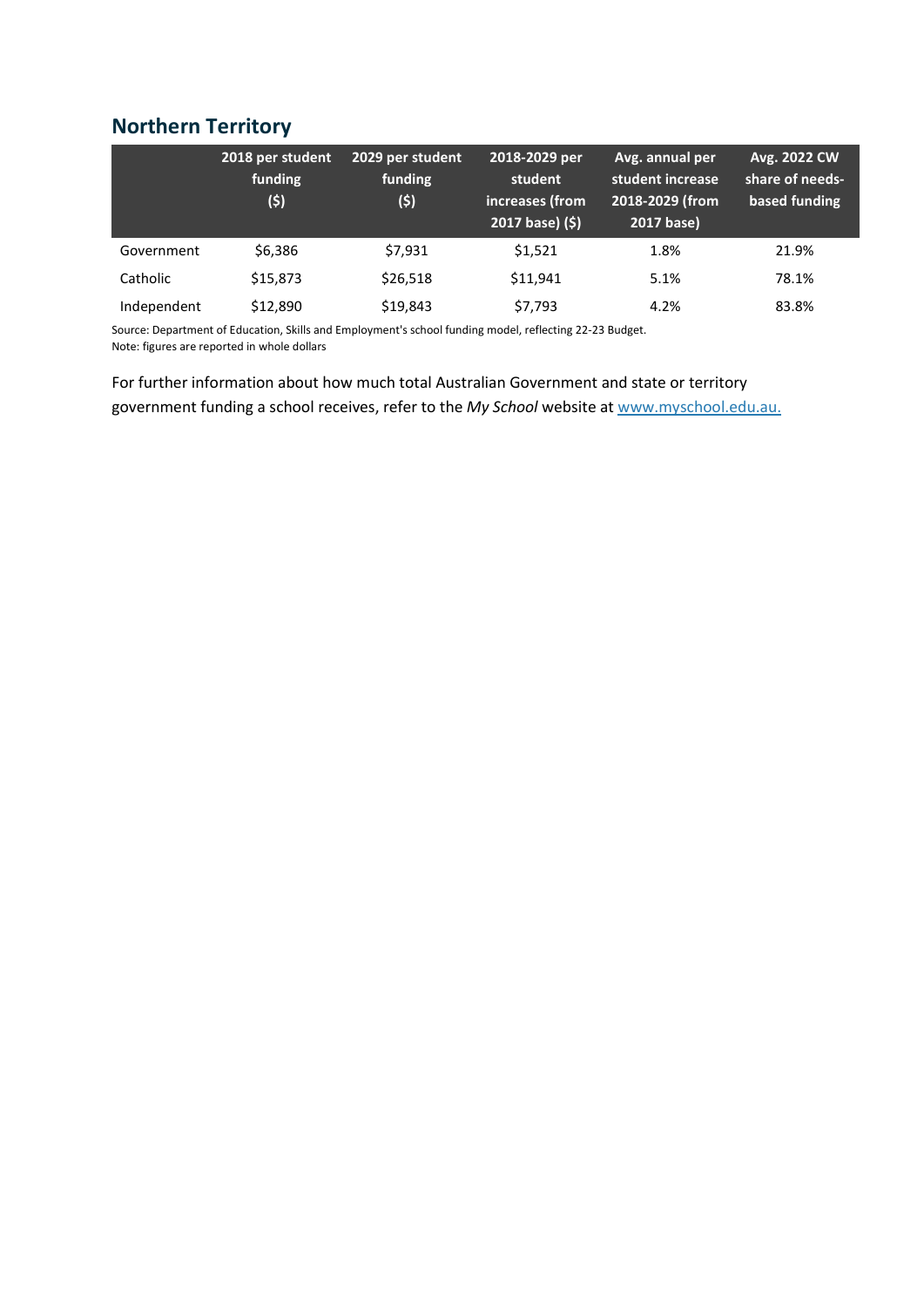## Northern Territory

| | 2018 per student funding ($) | 2029 per student funding ($) | 2018-2029 per student increases (from 2017 base) ($) | Avg. annual per student increase 2018-2029 (from 2017 base) | Avg. 2022 CW share of needs-based funding |
|---|---|---|---|---|---|
| Government | $6,386 | $7,931 | $1,521 | 1.8% | 21.9% |
| Catholic | $15,873 | $26,518 | $11,941 | 5.1% | 78.1% |
| Independent | $12,890 | $19,843 | $7,793 | 4.2% | 83.8% |

Source: Department of Education, Skills and Employment's school funding model, reflecting 22-23 Budget.
Note: figures are reported in whole dollars

For further information about how much total Australian Government and state or territory government funding a school receives, refer to the *My School* website at [www.myschool.edu.au.](http://www.myschool.edu.au)